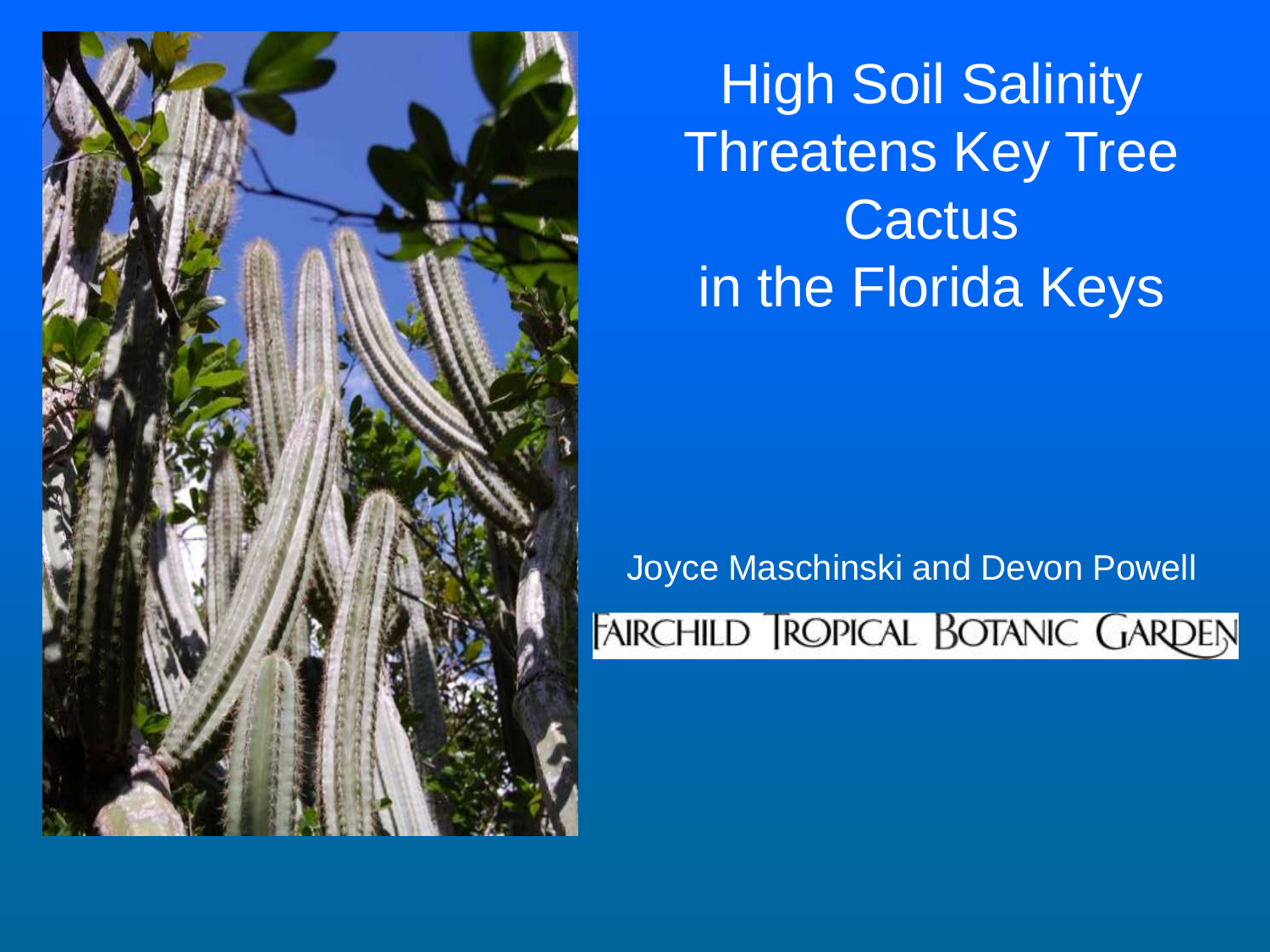# High Soil Salinity Threatens Key Tree Cactus in the Florida Keys

Joyce Maschinski and Devon Powell

FAIRCHILD TROPICAL BOTANIC GARDEN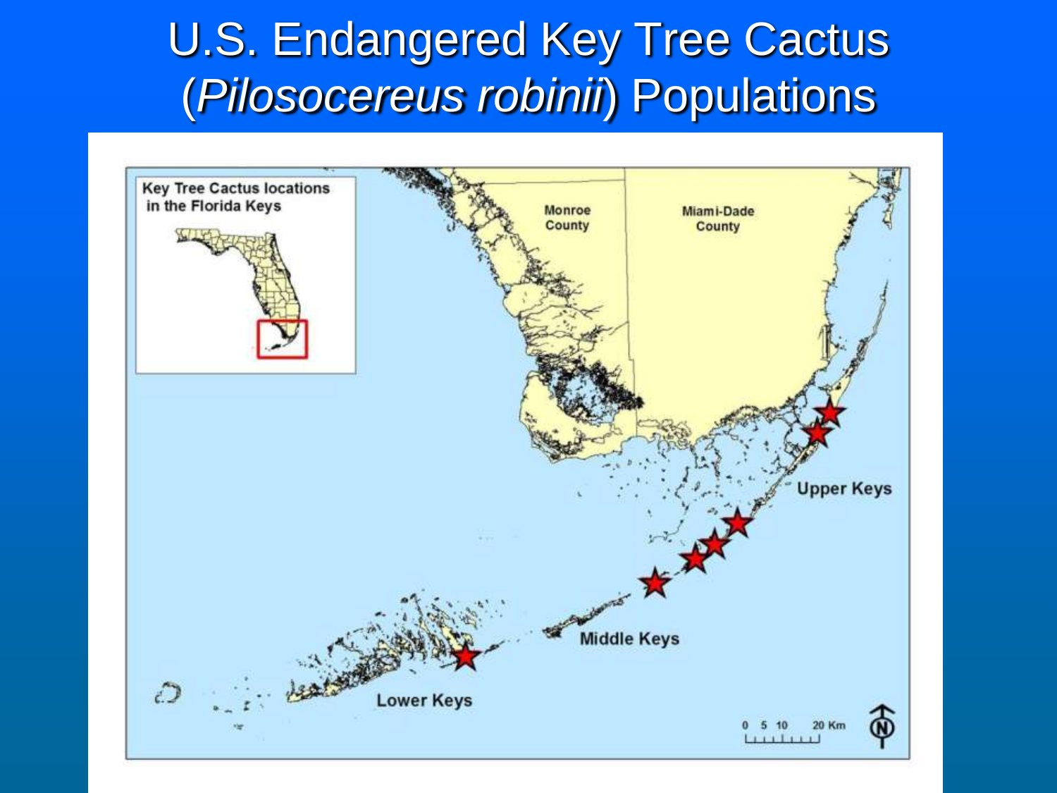# U.S. Endangered Key Tree Cactus (*Pilosocereus robinii*) Populations

Key Tree Cactus locations in the Florida Keys

Monroe County

Miami-Dade County

Upper Keys

Middle Keys

Lower Keys

0 5 10 20 Km

N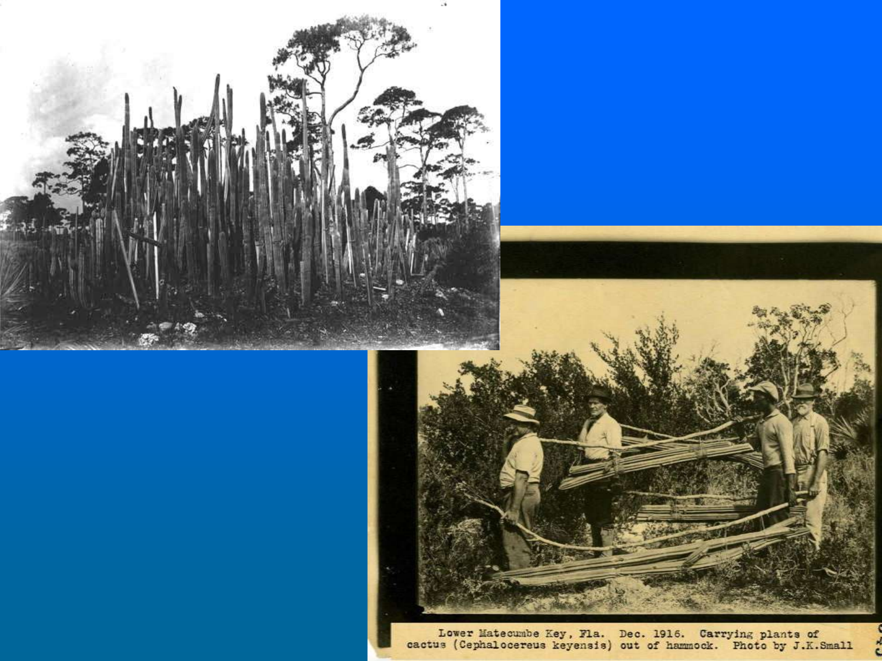Lower Matecumbe Key, Fla. Dec. 1916. Carrying plants of cactus (Cephalocereus keyensis) out of hammock. Photo by J.K.Small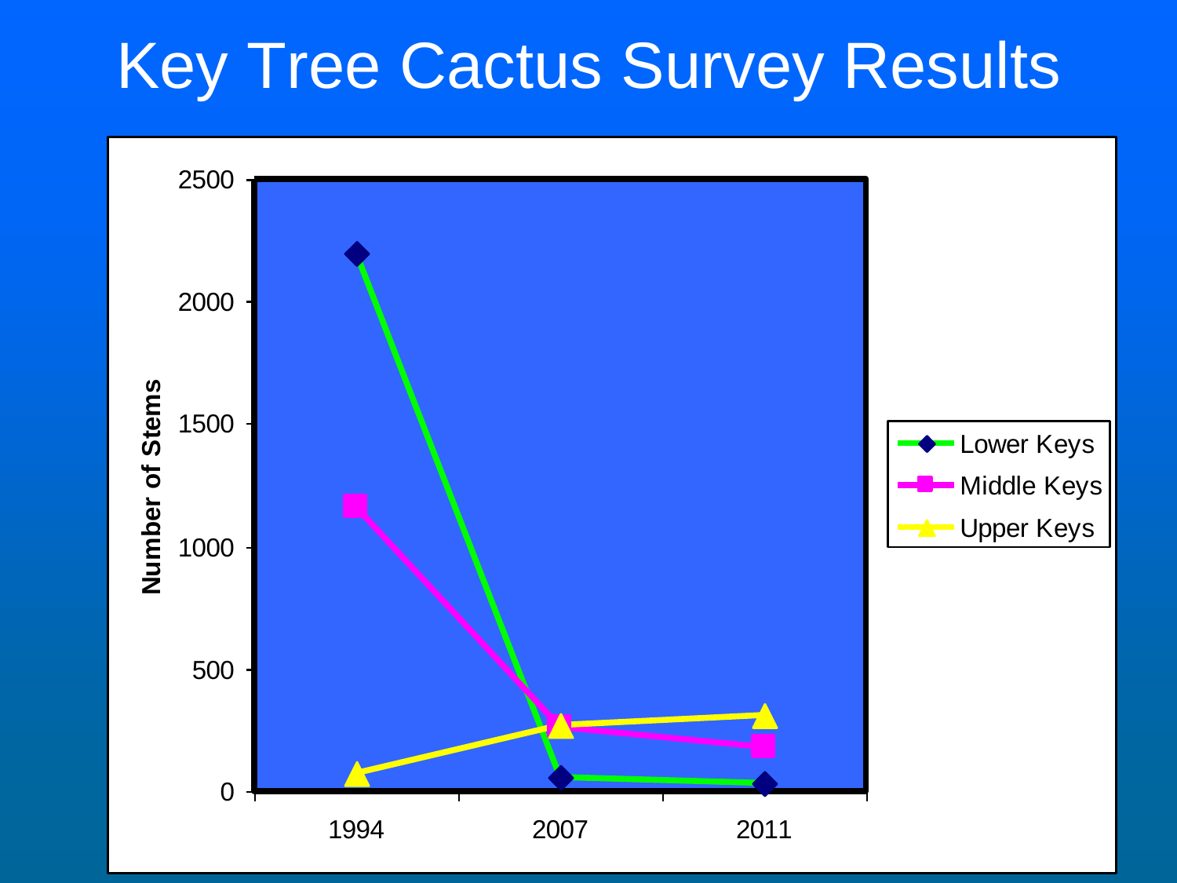# Key Tree Cactus Survey Results

Number of Stems

2500

2000

1500

1000

500

0

1994

2007

2011

Lower Keys

Middle Keys

Upper Keys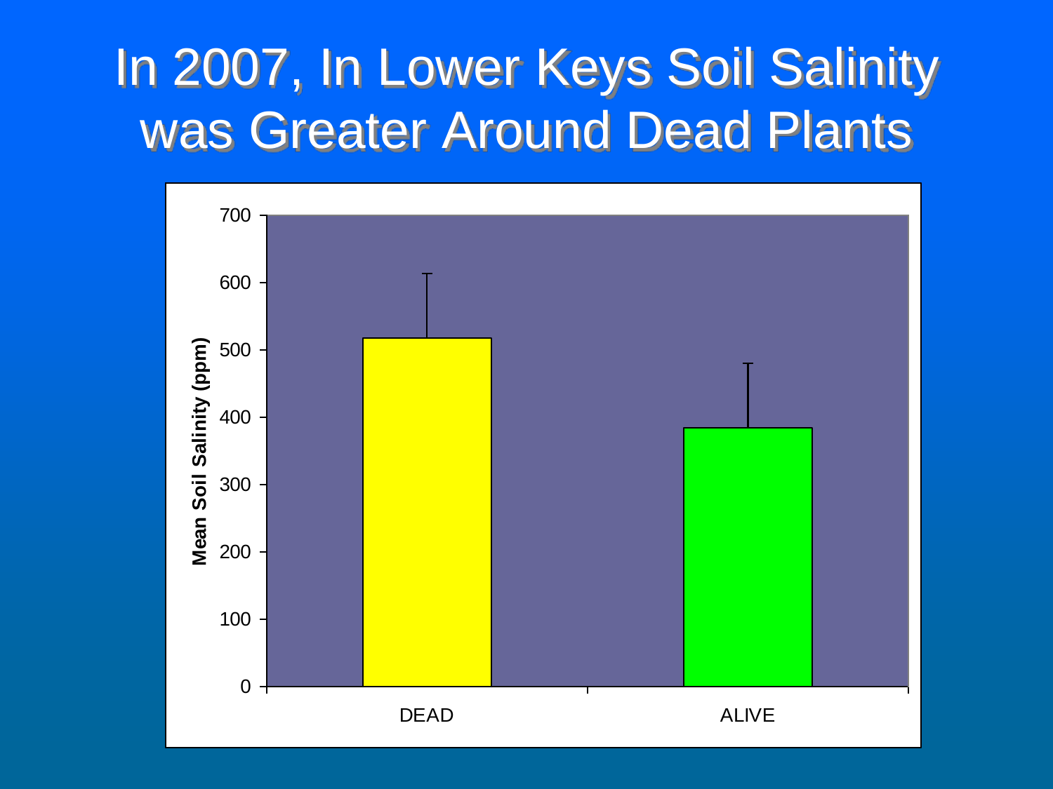# In 2007, In Lower Keys Soil Salinity was Greater Around Dead Plants

Mean Soil Salinity (ppm)

700

600

500

400

300

200

100

0

DEAD

ALIVE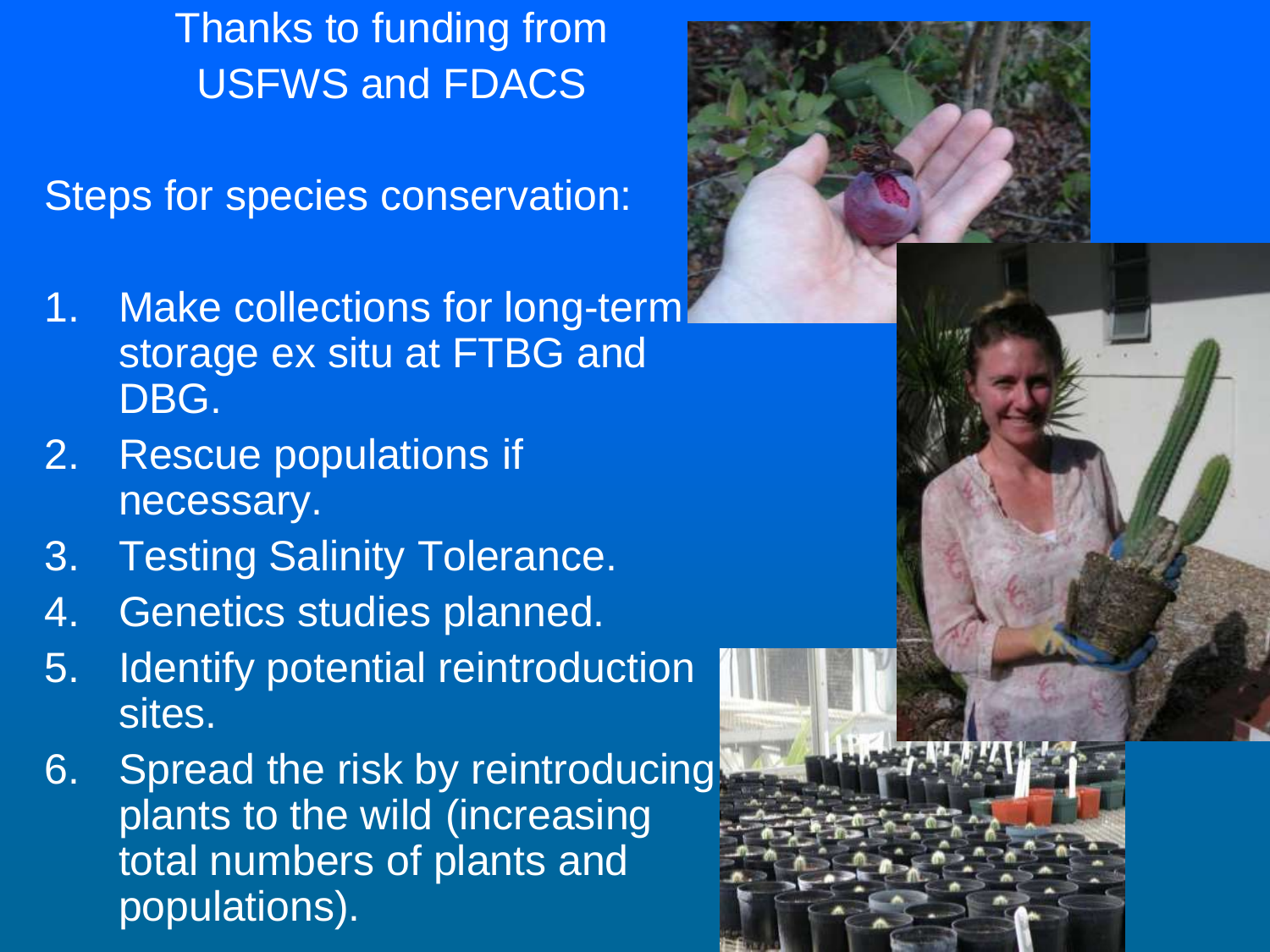Thanks to funding from USFWS and FDACS

Steps for species conservation:

1. Make collections for long-term storage ex situ at FTBG and DBG.
2. Rescue populations if necessary.
3. Testing Salinity Tolerance.
4. Genetics studies planned.
5. Identify potential reintroduction sites.
6. Spread the risk by reintroducing plants to the wild (increasing total numbers of plants and populations).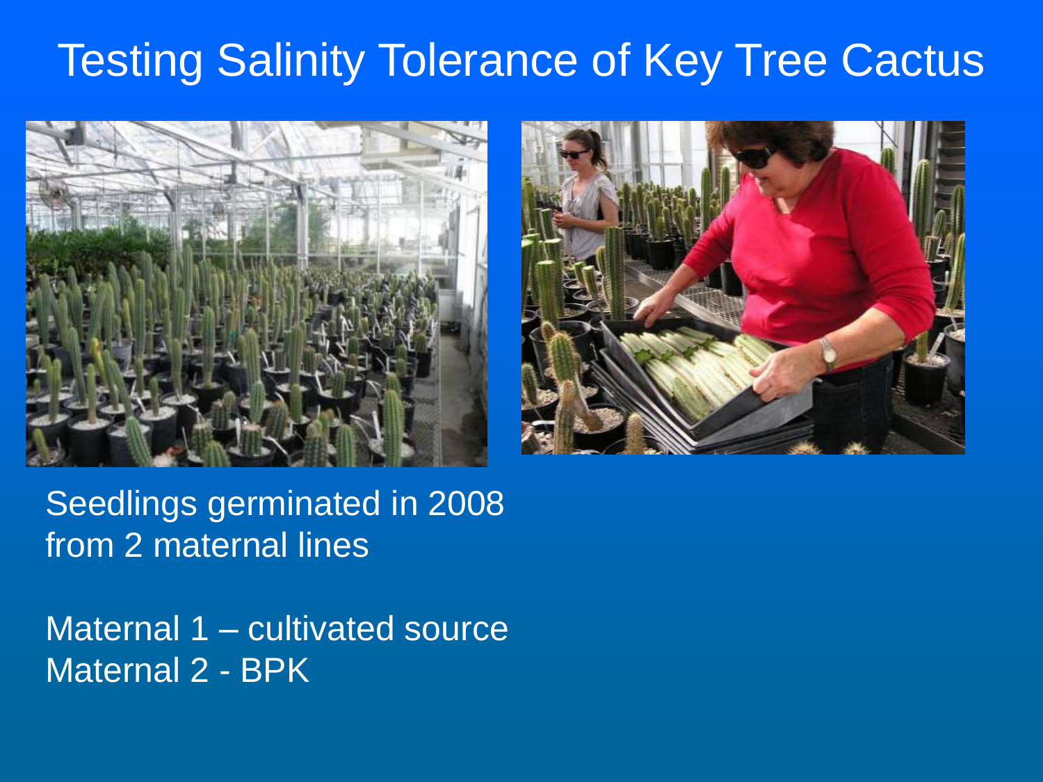# Testing Salinity Tolerance of Key Tree Cactus

Seedlings germinated in 2008 from 2 maternal lines

Maternal 1 – cultivated source
Maternal 2 - BPK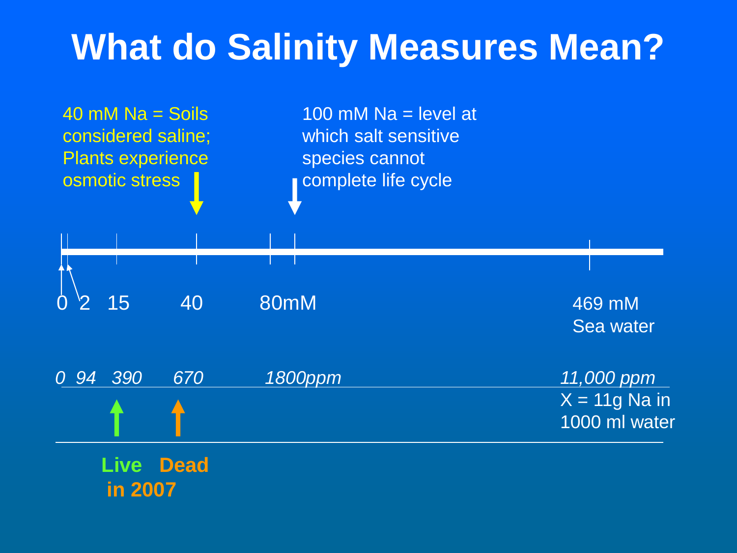# What do Salinity Measures Mean?

40 mM Na = Soils considered saline; Plants experience osmotic stress

100 mM Na = level at which salt sensitive species cannot complete life cycle

0  2  15  40  80mM  469 mM Sea water

*0  94  390  670  1800ppm  11,000 ppm*

X = 11g Na in 1000 ml water

**Live  Dead in 2007**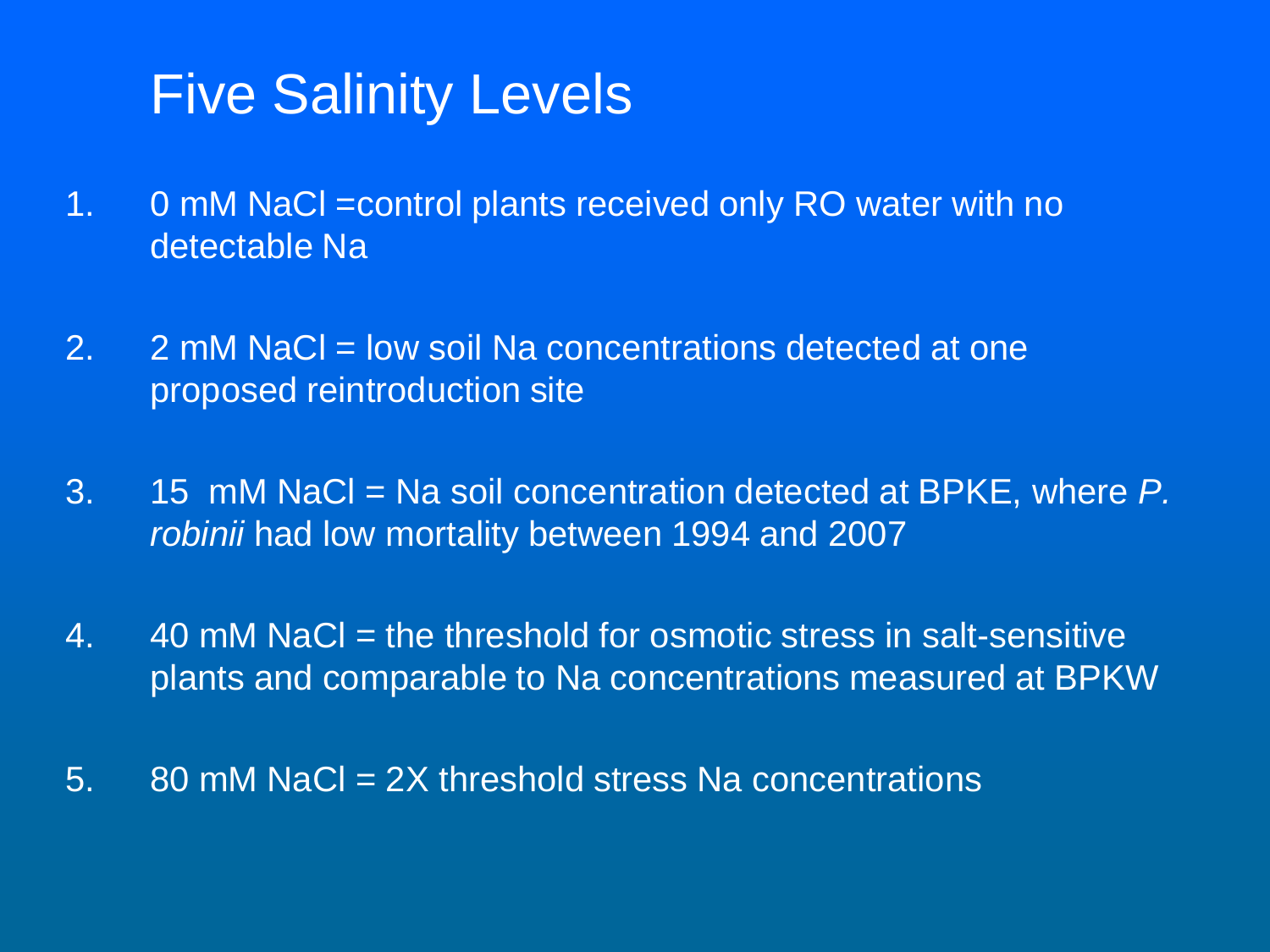# Five Salinity Levels

1. 0 mM NaCl =control plants received only RO water with no detectable Na

2. 2 mM NaCl = low soil Na concentrations detected at one proposed reintroduction site

3. 15 mM NaCl = Na soil concentration detected at BPKE, where *P. robinii* had low mortality between 1994 and 2007

4. 40 mM NaCl = the threshold for osmotic stress in salt-sensitive plants and comparable to Na concentrations measured at BPKW

5. 80 mM NaCl = 2X threshold stress Na concentrations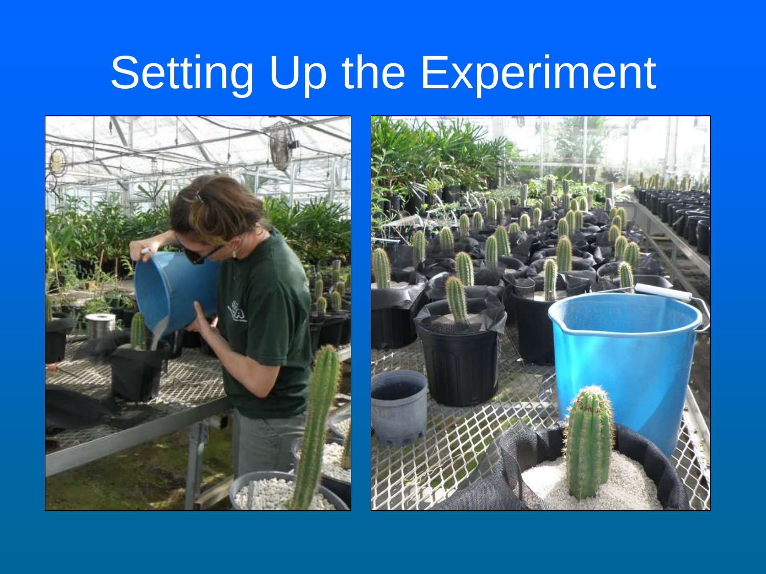# Setting Up the Experiment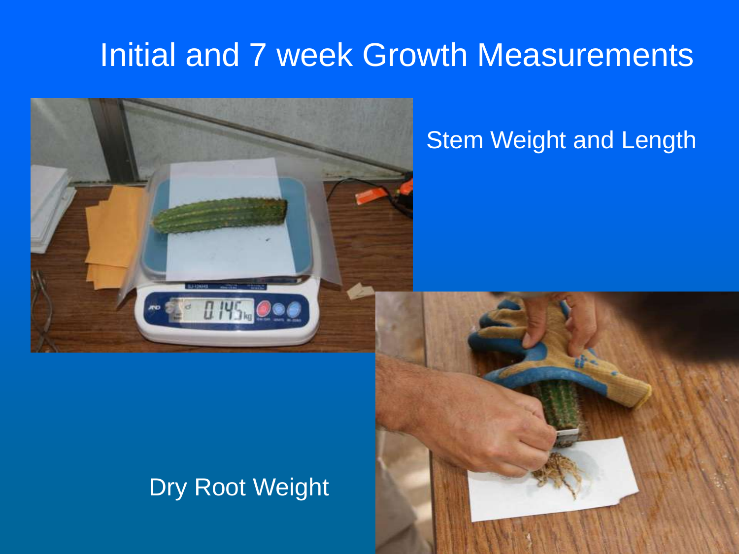# Initial and 7 week Growth Measurements

Stem Weight and Length

Dry Root Weight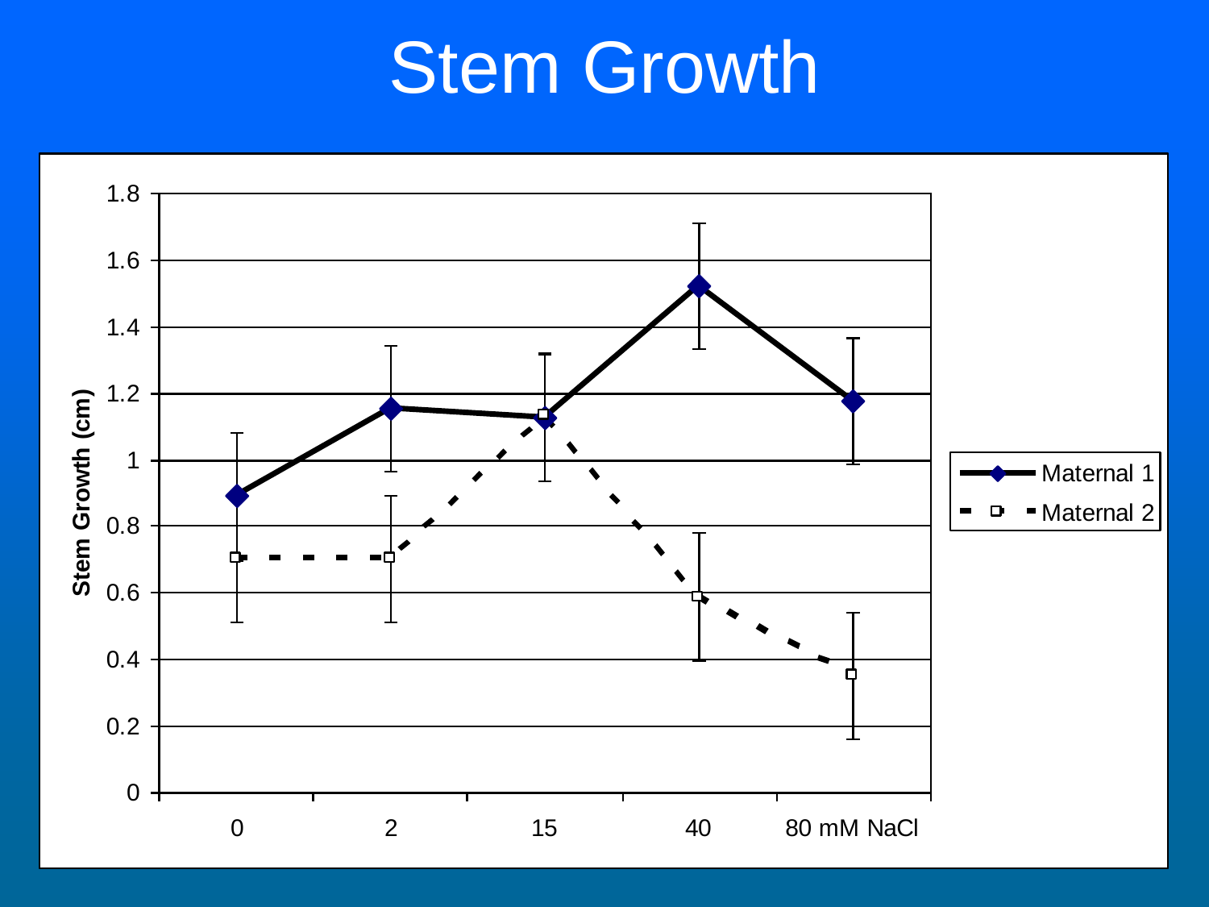# Stem Growth

Stem Growth (cm)

1.8
1.6
1.4
1.2
1
0.8
0.6
0.4
0.2
0

0
2
15
40
80 mM NaCl

Maternal 1
Maternal 2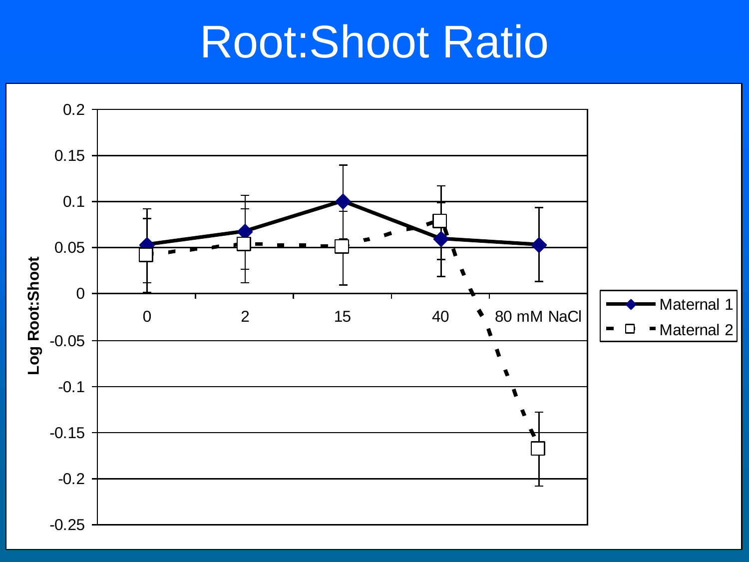# Root:Shoot Ratio

Log Root:Shoot

0.2
0.15
0.1
0.05
0
-0.05
-0.1
-0.15
-0.2
-0.25

0
2
15
40
80 mM NaCl

Maternal 1
Maternal 2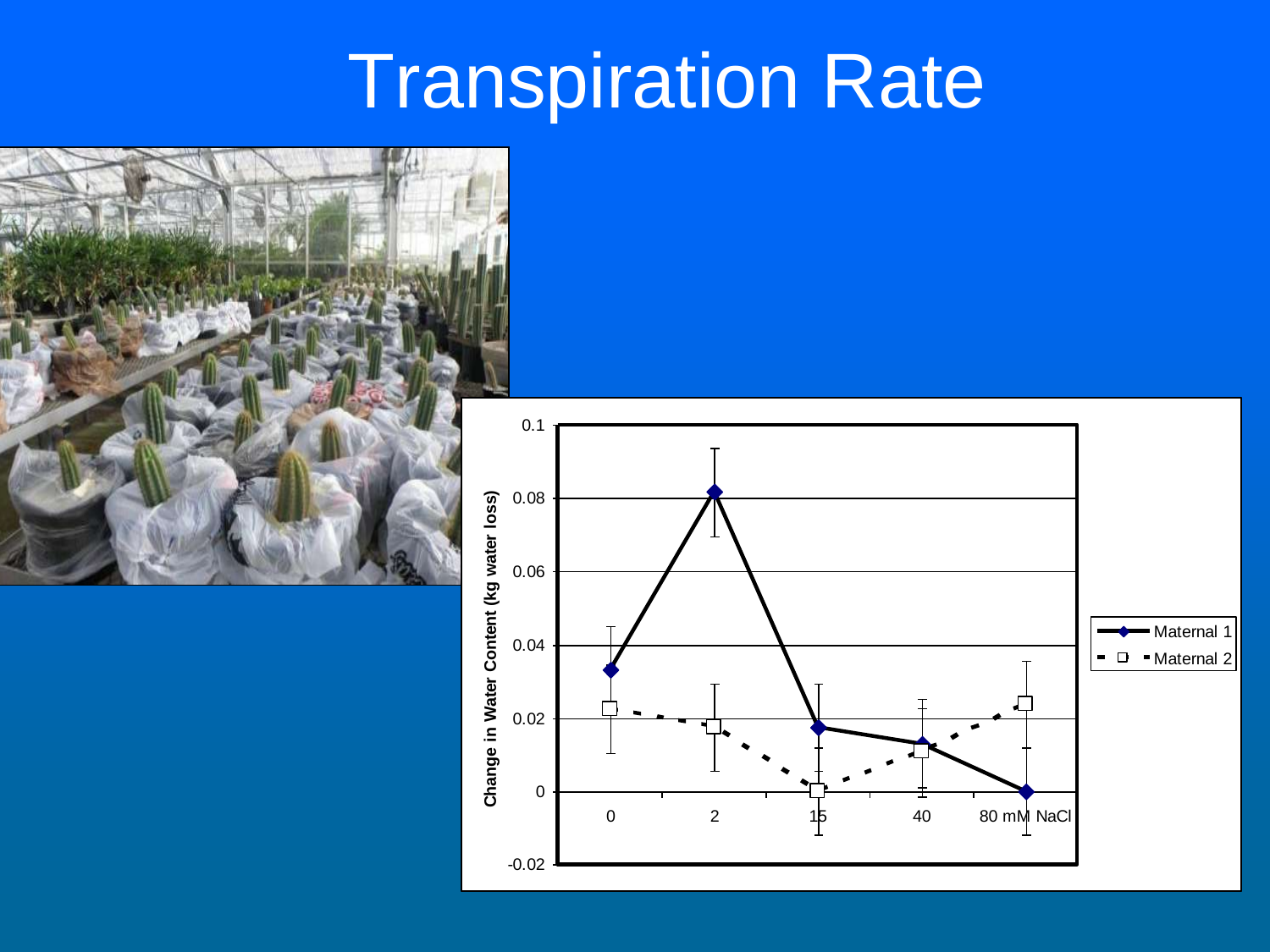# Transpiration Rate

Change in Water Content (kg water loss)

0.1
0.08
0.06
0.04
0.02
0
-0.02

0
2
15
40
80 mM NaCl

Maternal 1
Maternal 2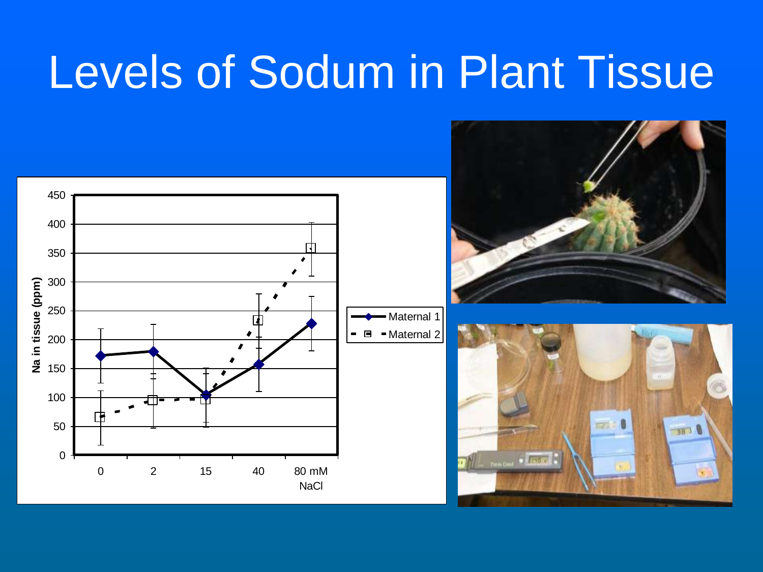# Levels of Sodum in Plant Tissue

Na in tissue (ppm)

450
400
350
300
250
200
150
100
50
0

0
2
15
40
80 mM NaCl

Maternal 1
Maternal 2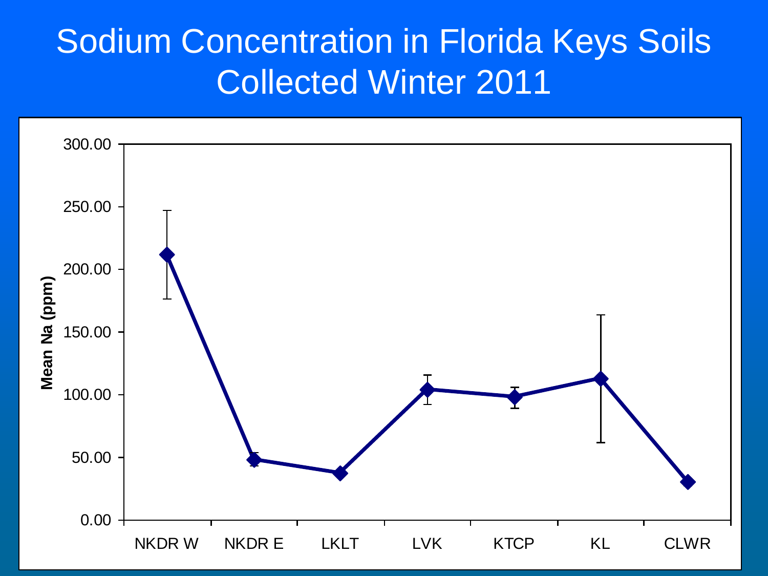# Sodium Concentration in Florida Keys Soils Collected Winter 2011

Mean Na (ppm)

300.00
250.00
200.00
150.00
100.00
50.00
0.00

NKDR W
NKDR E
LKLT
LVK
KTCP
KL
CLWR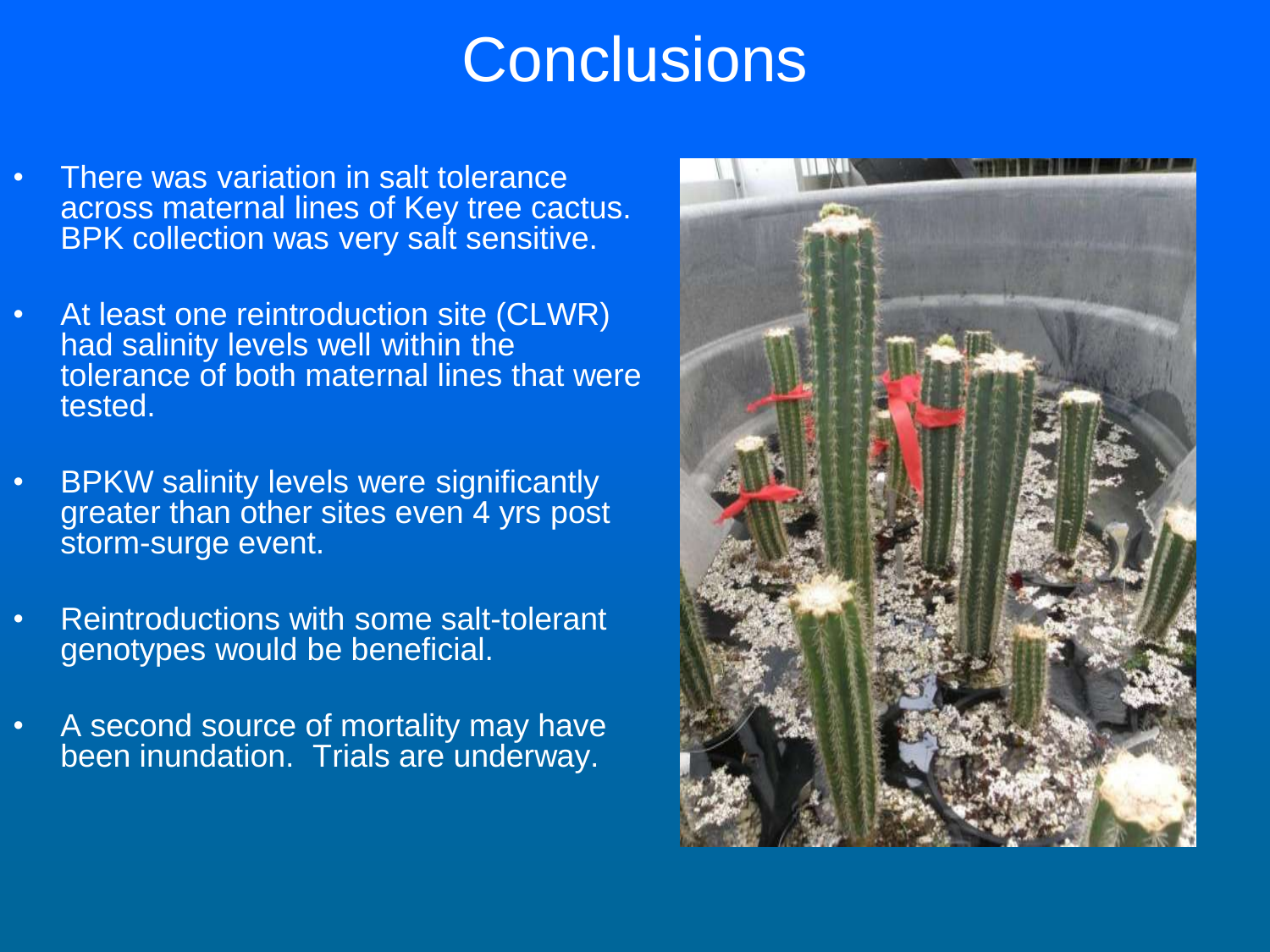# Conclusions

- There was variation in salt tolerance across maternal lines of Key tree cactus. BPK collection was very salt sensitive.
- At least one reintroduction site (CLWR) had salinity levels well within the tolerance of both maternal lines that were tested.
- BPKW salinity levels were significantly greater than other sites even 4 yrs post storm-surge event.
- Reintroductions with some salt-tolerant genotypes would be beneficial.
- A second source of mortality may have been inundation. Trials are underway.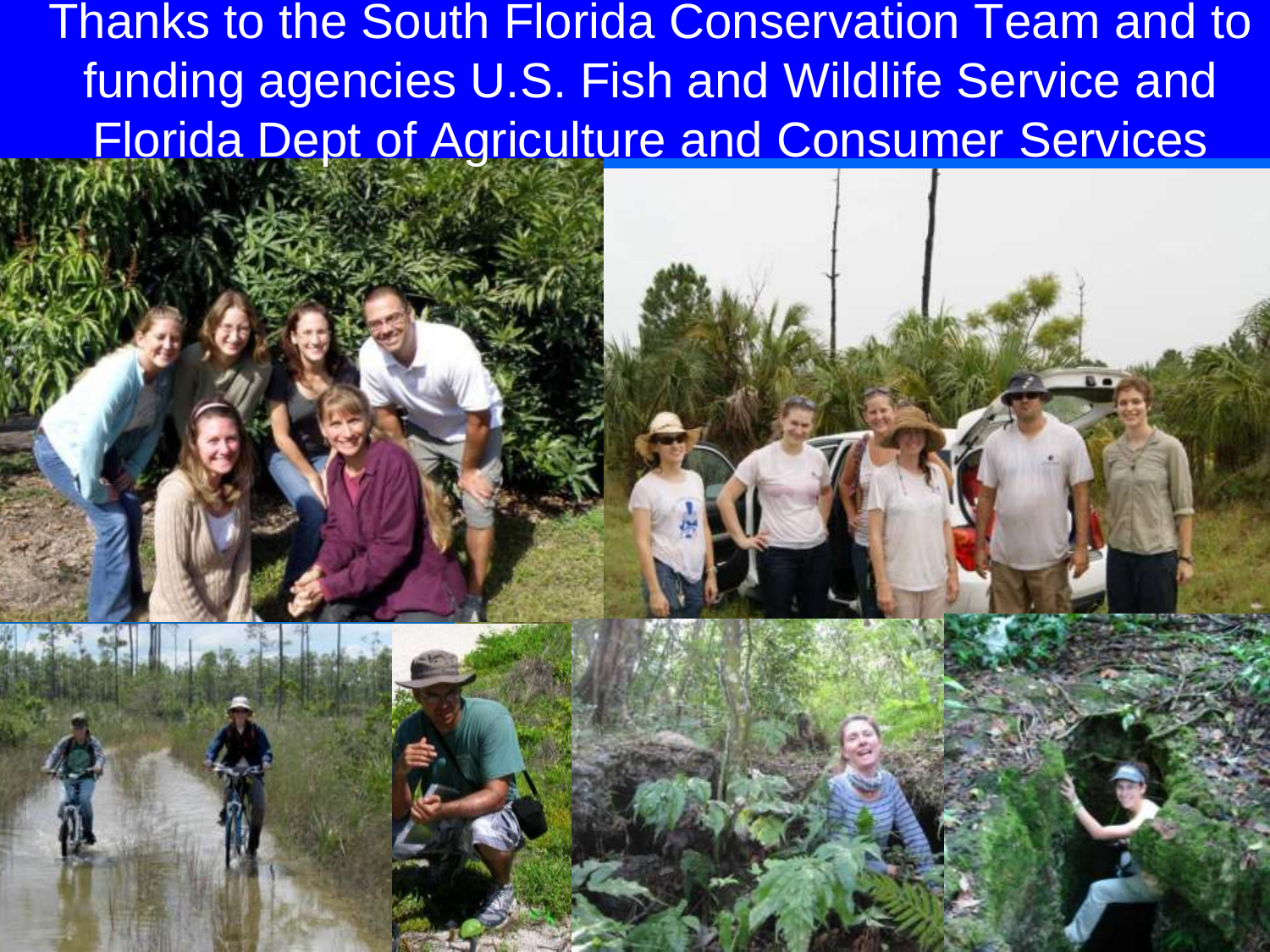Thanks to the South Florida Conservation Team and to funding agencies U.S. Fish and Wildlife Service and Florida Dept of Agriculture and Consumer Services